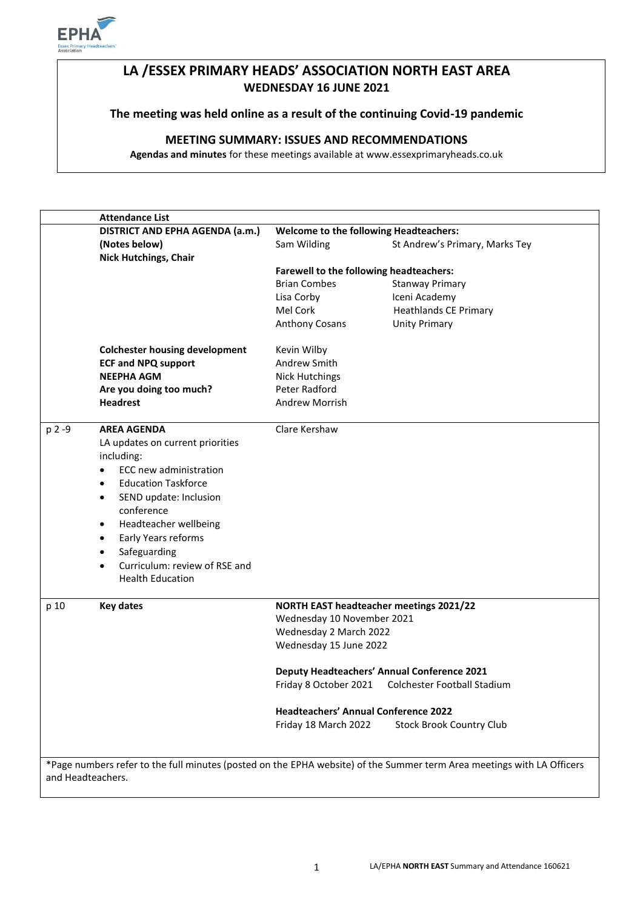# LA /ESSEX PRIMARY HEADS' ASSOCIATION NORTH EAST AREA
## WEDNESDAY 16 JUNE 2021

**The meeting was held online as a result of the continuing Covid-19 pandemic**

**MEETING SUMMARY: ISSUES AND RECOMMENDATIONS**

**Agendas and minutes** for these meetings available at www.essexprimaryheads.co.uk

| | **Attendance List** | | |
|---|---|---|---|
| | **DISTRICT AND EPHA AGENDA (a.m.)** | **Welcome to the following Headteachers:** | |
| | **(Notes below)** | Sam Wilding | St Andrew's Primary, Marks Tey |
| | **Nick Hutchings, Chair** | | |
| | | **Farewell to the following headteachers:** | |
| | | Brian Combes | Stanway Primary |
| | | Lisa Corby | Iceni Academy |
| | | Mel Cork | Heathlands CE Primary |
| | | Anthony Cosans | Unity Primary |
| | **Colchester housing development** | Kevin Wilby | |
| | **ECF and NPQ support** | Andrew Smith | |
| | **NEEPHA AGM** | Nick Hutchings | |
| | **Are you doing too much?** | Peter Radford | |
| | **Headrest** | Andrew Morrish | |
| p 2 -9 | **AREA AGENDA**<br>LA updates on current priorities including:<br>• ECC new administration<br>• Education Taskforce<br>• SEND update: Inclusion conference<br>• Headteacher wellbeing<br>• Early Years reforms<br>• Safeguarding<br>• Curriculum: review of RSE and Health Education | Clare Kershaw | |
| p 10 | **Key dates** | **NORTH EAST headteacher meetings 2021/22** | |
| | | Wednesday 10 November 2021 | |
| | | Wednesday 2 March 2022 | |
| | | Wednesday 15 June 2022 | |
| | | **Deputy Headteachers' Annual Conference 2021** | |
| | | Friday 8 October 2021 | Colchester Football Stadium |
| | | **Headteachers' Annual Conference 2022** | |
| | | Friday 18 March 2022 | Stock Brook Country Club |

*Page numbers refer to the full minutes (posted on the EPHA website) of the Summer term Area meetings with LA Officers and Headteachers.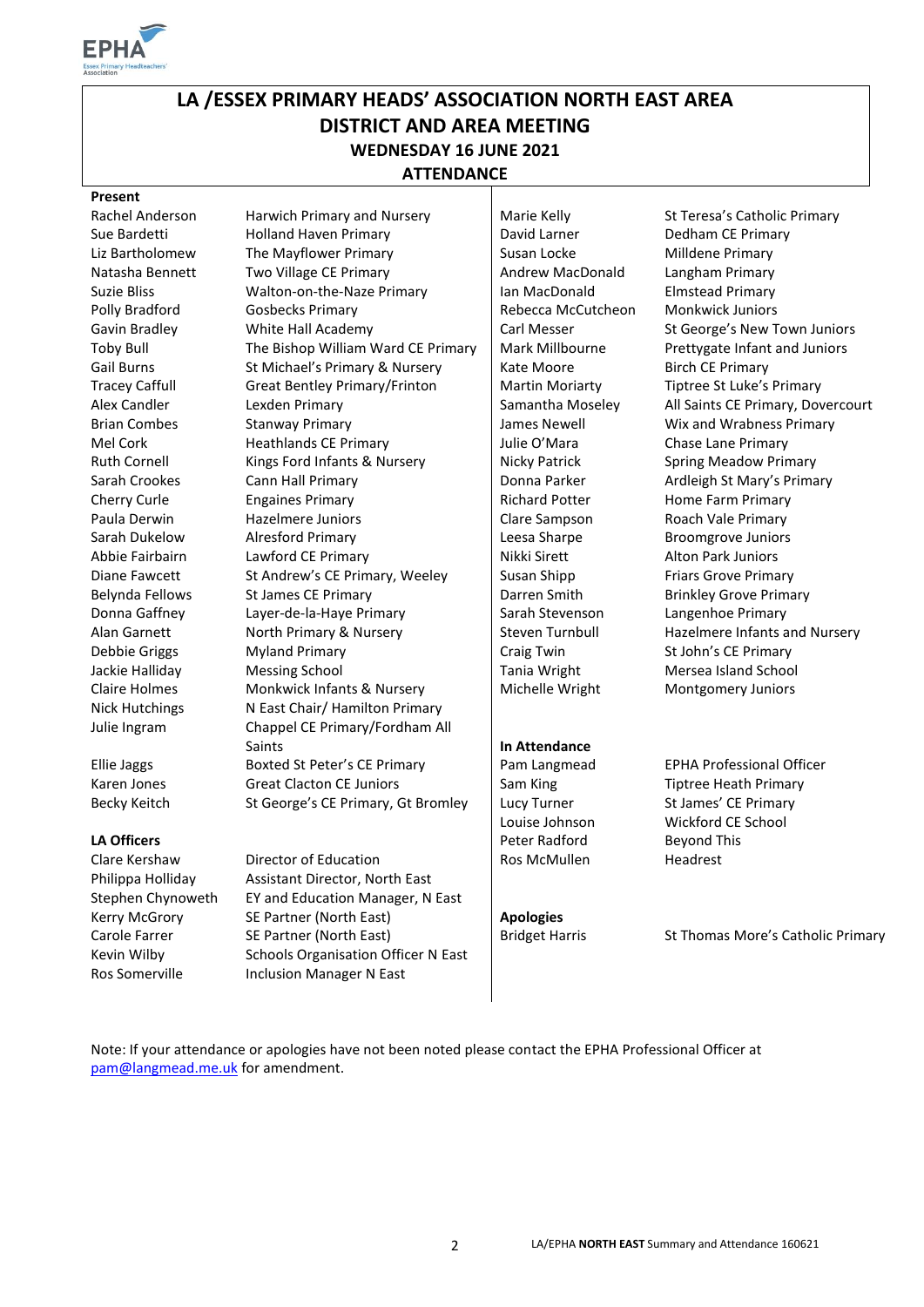# LA /ESSEX PRIMARY HEADS' ASSOCIATION NORTH EAST AREA

## DISTRICT AND AREA MEETING

### WEDNESDAY 16 JUNE 2021

### ATTENDANCE

**Present**

| | |
|---|---|
| Rachel Anderson | Harwich Primary and Nursery |
| Sue Bardetti | Holland Haven Primary |
| Liz Bartholomew | The Mayflower Primary |
| Natasha Bennett | Two Village CE Primary |
| Suzie Bliss | Walton-on-the-Naze Primary |
| Polly Bradford | Gosbecks Primary |
| Gavin Bradley | White Hall Academy |
| Toby Bull | The Bishop William Ward CE Primary |
| Gail Burns | St Michael's Primary & Nursery |
| Tracey Caffull | Great Bentley Primary/Frinton |
| Alex Candler | Lexden Primary |
| Brian Combes | Stanway Primary |
| Mel Cork | Heathlands CE Primary |
| Ruth Cornell | Kings Ford Infants & Nursery |
| Sarah Crookes | Cann Hall Primary |
| Cherry Curle | Engaines Primary |
| Paula Derwin | Hazelmere Juniors |
| Sarah Dukelow | Alresford Primary |
| Abbie Fairbairn | Lawford CE Primary |
| Diane Fawcett | St Andrew's CE Primary, Weeley |
| Belynda Fellows | St James CE Primary |
| Donna Gaffney | Layer-de-la-Haye Primary |
| Alan Garnett | North Primary & Nursery |
| Debbie Griggs | Myland Primary |
| Jackie Halliday | Messing School |
| Claire Holmes | Monkwick Infants & Nursery |
| Nick Hutchings | N East Chair/ Hamilton Primary |
| Julie Ingram | Chappel CE Primary/Fordham All Saints |
| Ellie Jaggs | Boxted St Peter's CE Primary |
| Karen Jones | Great Clacton CE Juniors |
| Becky Keitch | St George's CE Primary, Gt Bromley |
| Marie Kelly | St Teresa's Catholic Primary |
| David Larner | Dedham CE Primary |
| Susan Locke | Milldene Primary |
| Andrew MacDonald | Langham Primary |
| Ian MacDonald | Elmstead Primary |
| Rebecca McCutcheon | Monkwick Juniors |
| Carl Messer | St George's New Town Juniors |
| Mark Millbourne | Prettygate Infant and Juniors |
| Kate Moore | Birch CE Primary |
| Martin Moriarty | Tiptree St Luke's Primary |
| Samantha Moseley | All Saints CE Primary, Dovercourt |
| James Newell | Wix and Wrabness Primary |
| Julie O'Mara | Chase Lane Primary |
| Nicky Patrick | Spring Meadow Primary |
| Donna Parker | Ardleigh St Mary's Primary |
| Richard Potter | Home Farm Primary |
| Clare Sampson | Roach Vale Primary |
| Leesa Sharpe | Broomgrove Juniors |
| Nikki Sirett | Alton Park Juniors |
| Susan Shipp | Friars Grove Primary |
| Darren Smith | Brinkley Grove Primary |
| Sarah Stevenson | Langenhoe Primary |
| Steven Turnbull | Hazelmere Infants and Nursery |
| Craig Twin | St John's CE Primary |
| Tania Wright | Mersea Island School |
| Michelle Wright | Montgomery Juniors |

**LA Officers**

| | |
|---|---|
| Clare Kershaw | Director of Education |
| Philippa Holliday | Assistant Director, North East |
| Stephen Chynoweth | EY and Education Manager, N East |
| Kerry McGrory | SE Partner (North East) |
| Carole Farrer | SE Partner (North East) |
| Kevin Wilby | Schools Organisation Officer N East |
| Ros Somerville | Inclusion Manager N East |

**In Attendance**

| | |
|---|---|
| Pam Langmead | EPHA Professional Officer |
| Sam King | Tiptree Heath Primary |
| Lucy Turner | St James' CE Primary |
| Louise Johnson | Wickford CE School |
| Peter Radford | Beyond This |
| Ros McMullen | Headrest |

**Apologies**

| | |
|---|---|
| Bridget Harris | St Thomas More's Catholic Primary |

Note: If your attendance or apologies have not been noted please contact the EPHA Professional Officer at pam@langmead.me.uk for amendment.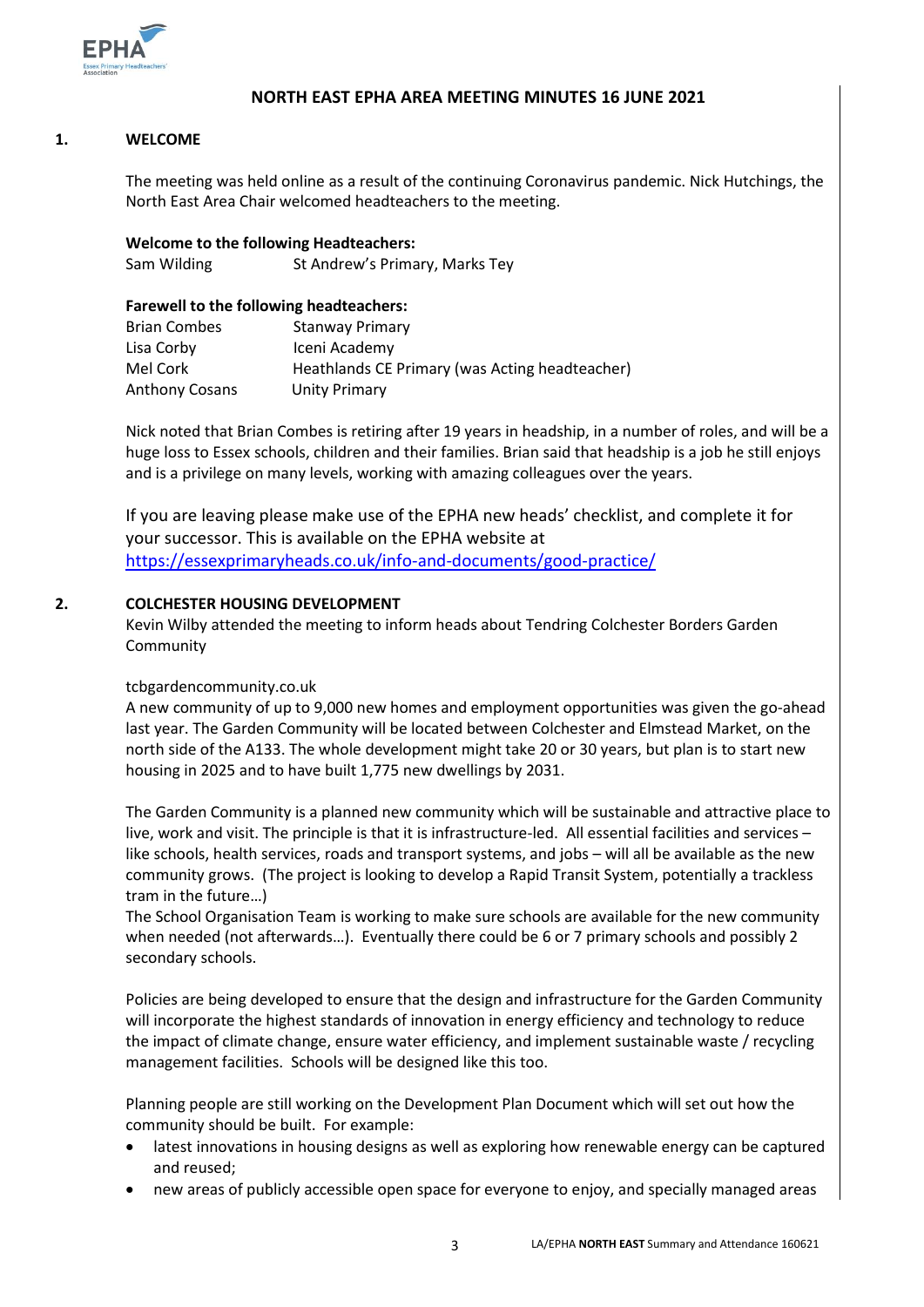# NORTH EAST EPHA AREA MEETING MINUTES 16 JUNE 2021

## 1. WELCOME

The meeting was held online as a result of the continuing Coronavirus pandemic. Nick Hutchings, the North East Area Chair welcomed headteachers to the meeting.

**Welcome to the following Headteachers:**

| | |
|---|---|
| Sam Wilding | St Andrew's Primary, Marks Tey |

**Farewell to the following headteachers:**

| | |
|---|---|
| Brian Combes | Stanway Primary |
| Lisa Corby | Iceni Academy |
| Mel Cork | Heathlands CE Primary (was Acting headteacher) |
| Anthony Cosans | Unity Primary |

Nick noted that Brian Combes is retiring after 19 years in headship, in a number of roles, and will be a huge loss to Essex schools, children and their families. Brian said that headship is a job he still enjoys and is a privilege on many levels, working with amazing colleagues over the years.

If you are leaving please make use of the EPHA new heads' checklist, and complete it for your successor. This is available on the EPHA website at https://essexprimaryheads.co.uk/info-and-documents/good-practice/

## 2. COLCHESTER HOUSING DEVELOPMENT

Kevin Wilby attended the meeting to inform heads about Tendring Colchester Borders Garden Community

tcbgardencommunity.co.uk

A new community of up to 9,000 new homes and employment opportunities was given the go-ahead last year. The Garden Community will be located between Colchester and Elmstead Market, on the north side of the A133. The whole development might take 20 or 30 years, but plan is to start new housing in 2025 and to have built 1,775 new dwellings by 2031.

The Garden Community is a planned new community which will be sustainable and attractive place to live, work and visit. The principle is that it is infrastructure-led. All essential facilities and services – like schools, health services, roads and transport systems, and jobs – will all be available as the new community grows. (The project is looking to develop a Rapid Transit System, potentially a trackless tram in the future…)

The School Organisation Team is working to make sure schools are available for the new community when needed (not afterwards…). Eventually there could be 6 or 7 primary schools and possibly 2 secondary schools.

Policies are being developed to ensure that the design and infrastructure for the Garden Community will incorporate the highest standards of innovation in energy efficiency and technology to reduce the impact of climate change, ensure water efficiency, and implement sustainable waste / recycling management facilities. Schools will be designed like this too.

Planning people are still working on the Development Plan Document which will set out how the community should be built. For example:

- latest innovations in housing designs as well as exploring how renewable energy can be captured and reused;
- new areas of publicly accessible open space for everyone to enjoy, and specially managed areas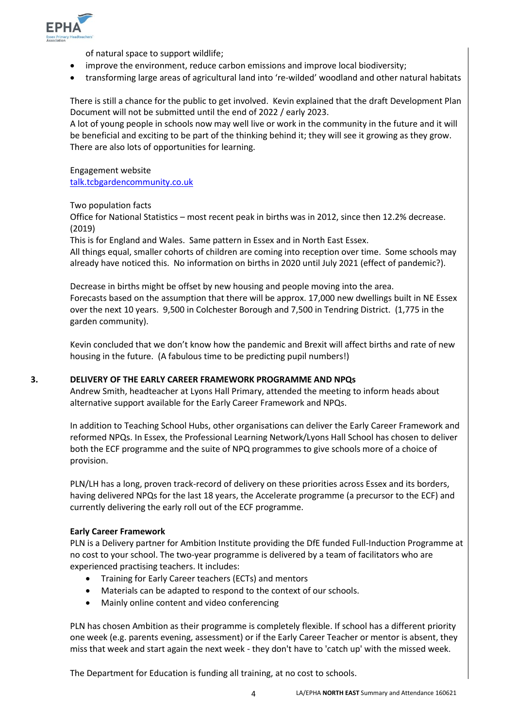of natural space to support wildlife;

- improve the environment, reduce carbon emissions and improve local biodiversity;
- transforming large areas of agricultural land into 're-wilded' woodland and other natural habitats

There is still a chance for the public to get involved. Kevin explained that the draft Development Plan Document will not be submitted until the end of 2022 / early 2023.
A lot of young people in schools now may well live or work in the community in the future and it will be beneficial and exciting to be part of the thinking behind it; they will see it growing as they grow. There are also lots of opportunities for learning.

Engagement website
talk.tcbgardencommunity.co.uk

Two population facts
Office for National Statistics – most recent peak in births was in 2012, since then 12.2% decrease. (2019)
This is for England and Wales. Same pattern in Essex and in North East Essex.
All things equal, smaller cohorts of children are coming into reception over time. Some schools may already have noticed this. No information on births in 2020 until July 2021 (effect of pandemic?).

Decrease in births might be offset by new housing and people moving into the area.
Forecasts based on the assumption that there will be approx. 17,000 new dwellings built in NE Essex over the next 10 years. 9,500 in Colchester Borough and 7,500 in Tendring District. (1,775 in the garden community).

Kevin concluded that we don't know how the pandemic and Brexit will affect births and rate of new housing in the future. (A fabulous time to be predicting pupil numbers!)

## 3. DELIVERY OF THE EARLY CAREER FRAMEWORK PROGRAMME AND NPQs

Andrew Smith, headteacher at Lyons Hall Primary, attended the meeting to inform heads about alternative support available for the Early Career Framework and NPQs.

In addition to Teaching School Hubs, other organisations can deliver the Early Career Framework and reformed NPQs. In Essex, the Professional Learning Network/Lyons Hall School has chosen to deliver both the ECF programme and the suite of NPQ programmes to give schools more of a choice of provision.

PLN/LH has a long, proven track-record of delivery on these priorities across Essex and its borders, having delivered NPQs for the last 18 years, the Accelerate programme (a precursor to the ECF) and currently delivering the early roll out of the ECF programme.

**Early Career Framework**
PLN is a Delivery partner for Ambition Institute providing the DfE funded Full-Induction Programme at no cost to your school. The two-year programme is delivered by a team of facilitators who are experienced practising teachers. It includes:

- Training for Early Career teachers (ECTs) and mentors
- Materials can be adapted to respond to the context of our schools.
- Mainly online content and video conferencing

PLN has chosen Ambition as their programme is completely flexible. If school has a different priority one week (e.g. parents evening, assessment) or if the Early Career Teacher or mentor is absent, they miss that week and start again the next week - they don't have to 'catch up' with the missed week.

The Department for Education is funding all training, at no cost to schools.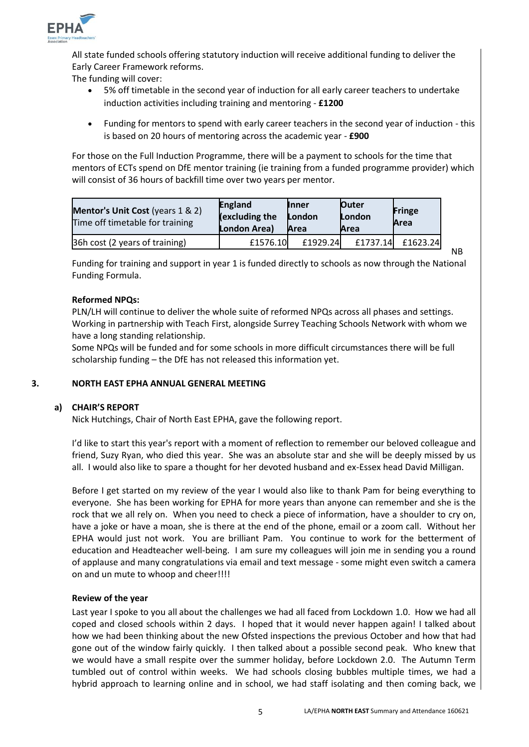All state funded schools offering statutory induction will receive additional funding to deliver the Early Career Framework reforms.

The funding will cover:

- 5% off timetable in the second year of induction for all early career teachers to undertake induction activities including training and mentoring - **£1200**
- Funding for mentors to spend with early career teachers in the second year of induction - this is based on 20 hours of mentoring across the academic year - **£900**

For those on the Full Induction Programme, there will be a payment to schools for the time that mentors of ECTs spend on DfE mentor training (ie training from a funded programme provider) which will consist of 36 hours of backfill time over two years per mentor.

| **Mentor's Unit Cost** (years 1 & 2) Time off timetable for training | **England (excluding the London Area)** | **Inner London Area** | **Outer London Area** | **Fringe Area** |
|---|---|---|---|---|
| 36h cost (2 years of training) | £1576.10 | £1929.24 | £1737.14 | £1623.24 |

NB

Funding for training and support in year 1 is funded directly to schools as now through the National Funding Formula.

**Reformed NPQs:**

PLN/LH will continue to deliver the whole suite of reformed NPQs across all phases and settings. Working in partnership with Teach First, alongside Surrey Teaching Schools Network with whom we have a long standing relationship.

Some NPQs will be funded and for some schools in more difficult circumstances there will be full scholarship funding – the DfE has not released this information yet.

## 3. NORTH EAST EPHA ANNUAL GENERAL MEETING

### a) CHAIR'S REPORT

Nick Hutchings, Chair of North East EPHA, gave the following report.

I'd like to start this year's report with a moment of reflection to remember our beloved colleague and friend, Suzy Ryan, who died this year. She was an absolute star and she will be deeply missed by us all. I would also like to spare a thought for her devoted husband and ex-Essex head David Milligan.

Before I get started on my review of the year I would also like to thank Pam for being everything to everyone. She has been working for EPHA for more years than anyone can remember and she is the rock that we all rely on. When you need to check a piece of information, have a shoulder to cry on, have a joke or have a moan, she is there at the end of the phone, email or a zoom call. Without her EPHA would just not work. You are brilliant Pam. You continue to work for the betterment of education and Headteacher well-being. I am sure my colleagues will join me in sending you a round of applause and many congratulations via email and text message - some might even switch a camera on and un mute to whoop and cheer!!!!

**Review of the year**

Last year I spoke to you all about the challenges we had all faced from Lockdown 1.0. How we had all coped and closed schools within 2 days. I hoped that it would never happen again! I talked about how we had been thinking about the new Ofsted inspections the previous October and how that had gone out of the window fairly quickly. I then talked about a possible second peak. Who knew that we would have a small respite over the summer holiday, before Lockdown 2.0. The Autumn Term tumbled out of control within weeks. We had schools closing bubbles multiple times, we had a hybrid approach to learning online and in school, we had staff isolating and then coming back, we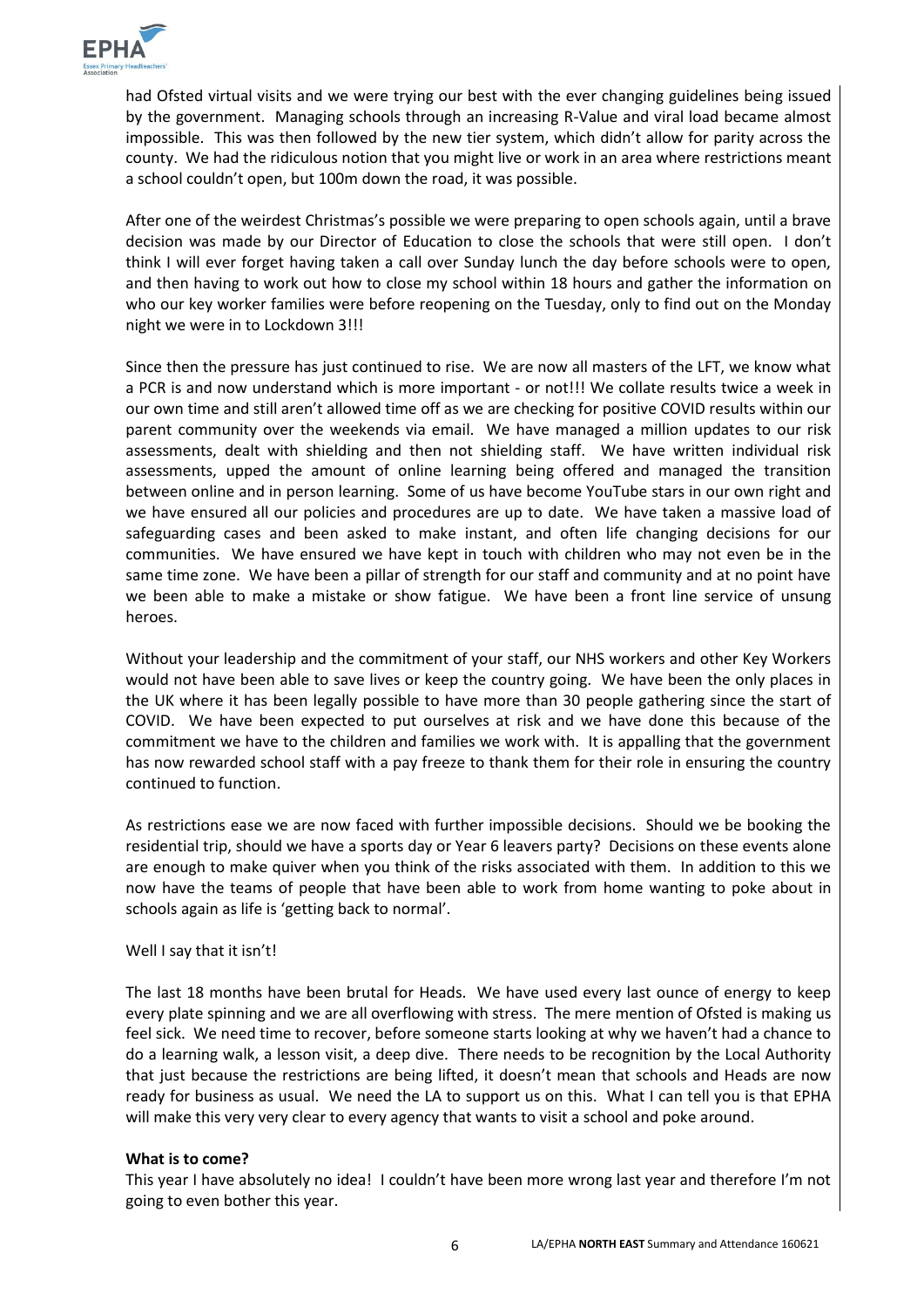had Ofsted virtual visits and we were trying our best with the ever changing guidelines being issued by the government. Managing schools through an increasing R-Value and viral load became almost impossible. This was then followed by the new tier system, which didn't allow for parity across the county. We had the ridiculous notion that you might live or work in an area where restrictions meant a school couldn't open, but 100m down the road, it was possible.

After one of the weirdest Christmas's possible we were preparing to open schools again, until a brave decision was made by our Director of Education to close the schools that were still open. I don't think I will ever forget having taken a call over Sunday lunch the day before schools were to open, and then having to work out how to close my school within 18 hours and gather the information on who our key worker families were before reopening on the Tuesday, only to find out on the Monday night we were in to Lockdown 3!!!

Since then the pressure has just continued to rise. We are now all masters of the LFT, we know what a PCR is and now understand which is more important - or not!!! We collate results twice a week in our own time and still aren't allowed time off as we are checking for positive COVID results within our parent community over the weekends via email. We have managed a million updates to our risk assessments, dealt with shielding and then not shielding staff. We have written individual risk assessments, upped the amount of online learning being offered and managed the transition between online and in person learning. Some of us have become YouTube stars in our own right and we have ensured all our policies and procedures are up to date. We have taken a massive load of safeguarding cases and been asked to make instant, and often life changing decisions for our communities. We have ensured we have kept in touch with children who may not even be in the same time zone. We have been a pillar of strength for our staff and community and at no point have we been able to make a mistake or show fatigue. We have been a front line service of unsung heroes.

Without your leadership and the commitment of your staff, our NHS workers and other Key Workers would not have been able to save lives or keep the country going. We have been the only places in the UK where it has been legally possible to have more than 30 people gathering since the start of COVID. We have been expected to put ourselves at risk and we have done this because of the commitment we have to the children and families we work with. It is appalling that the government has now rewarded school staff with a pay freeze to thank them for their role in ensuring the country continued to function.

As restrictions ease we are now faced with further impossible decisions. Should we be booking the residential trip, should we have a sports day or Year 6 leavers party? Decisions on these events alone are enough to make quiver when you think of the risks associated with them. In addition to this we now have the teams of people that have been able to work from home wanting to poke about in schools again as life is 'getting back to normal'.

Well I say that it isn't!

The last 18 months have been brutal for Heads. We have used every last ounce of energy to keep every plate spinning and we are all overflowing with stress. The mere mention of Ofsted is making us feel sick. We need time to recover, before someone starts looking at why we haven't had a chance to do a learning walk, a lesson visit, a deep dive. There needs to be recognition by the Local Authority that just because the restrictions are being lifted, it doesn't mean that schools and Heads are now ready for business as usual. We need the LA to support us on this. What I can tell you is that EPHA will make this very very clear to every agency that wants to visit a school and poke around.

**What is to come?**

This year I have absolutely no idea! I couldn't have been more wrong last year and therefore I'm not going to even bother this year.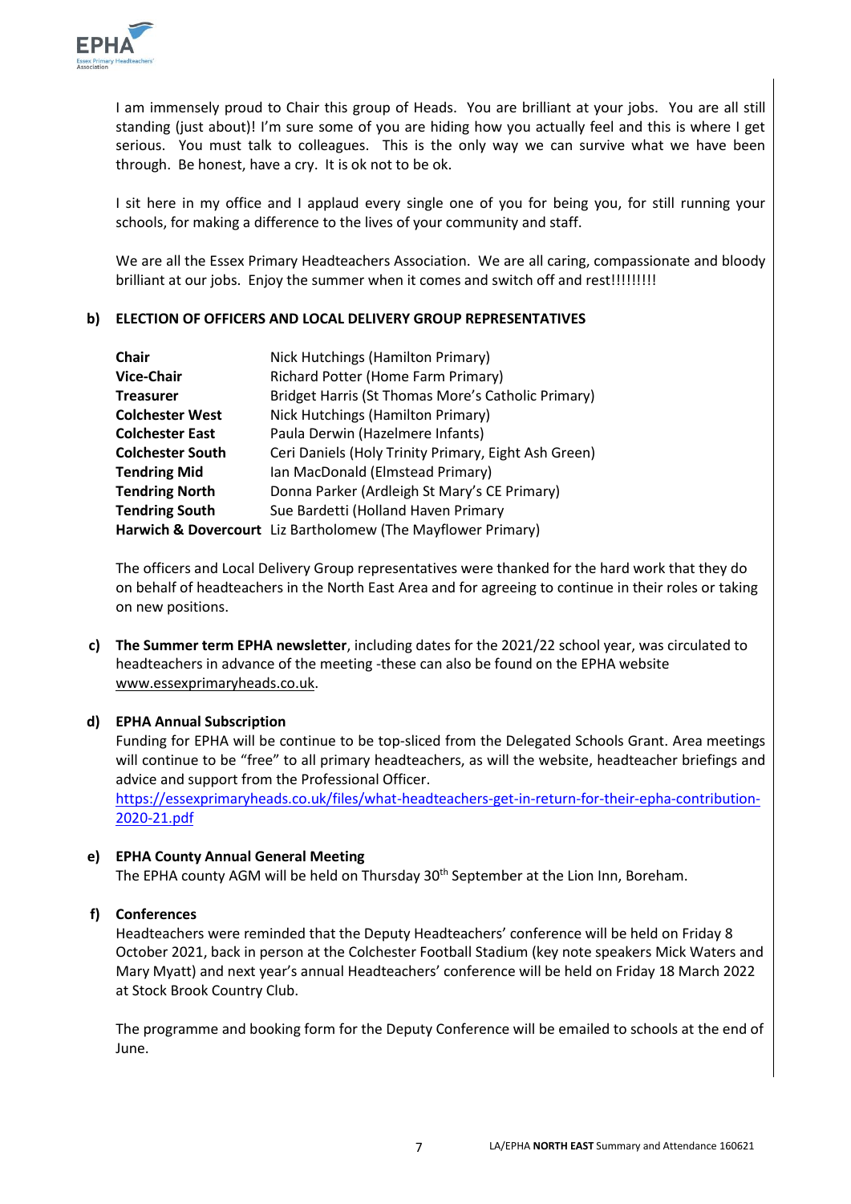I am immensely proud to Chair this group of Heads. You are brilliant at your jobs. You are all still standing (just about)! I'm sure some of you are hiding how you actually feel and this is where I get serious. You must talk to colleagues. This is the only way we can survive what we have been through. Be honest, have a cry. It is ok not to be ok.

I sit here in my office and I applaud every single one of you for being you, for still running your schools, for making a difference to the lives of your community and staff.

We are all the Essex Primary Headteachers Association. We are all caring, compassionate and bloody brilliant at our jobs. Enjoy the summer when it comes and switch off and rest!!!!!!!!!

**b) ELECTION OF OFFICERS AND LOCAL DELIVERY GROUP REPRESENTATIVES**

| | |
|---|---|
| **Chair** | Nick Hutchings (Hamilton Primary) |
| **Vice-Chair** | Richard Potter (Home Farm Primary) |
| **Treasurer** | Bridget Harris (St Thomas More's Catholic Primary) |
| **Colchester West** | Nick Hutchings (Hamilton Primary) |
| **Colchester East** | Paula Derwin (Hazelmere Infants) |
| **Colchester South** | Ceri Daniels (Holy Trinity Primary, Eight Ash Green) |
| **Tendring Mid** | Ian MacDonald (Elmstead Primary) |
| **Tendring North** | Donna Parker (Ardleigh St Mary's CE Primary) |
| **Tendring South** | Sue Bardetti (Holland Haven Primary |
| **Harwich & Dovercourt** | Liz Bartholomew (The Mayflower Primary) |

The officers and Local Delivery Group representatives were thanked for the hard work that they do on behalf of headteachers in the North East Area and for agreeing to continue in their roles or taking on new positions.

**c) The Summer term EPHA newsletter**, including dates for the 2021/22 school year, was circulated to headteachers in advance of the meeting -these can also be found on the EPHA website www.essexprimaryheads.co.uk.

**d) EPHA Annual Subscription**

Funding for EPHA will be continue to be top-sliced from the Delegated Schools Grant. Area meetings will continue to be "free" to all primary headteachers, as will the website, headteacher briefings and advice and support from the Professional Officer.
https://essexprimaryheads.co.uk/files/what-headteachers-get-in-return-for-their-epha-contribution-2020-21.pdf

**e) EPHA County Annual General Meeting**

The EPHA county AGM will be held on Thursday 30th September at the Lion Inn, Boreham.

**f) Conferences**

Headteachers were reminded that the Deputy Headteachers' conference will be held on Friday 8 October 2021, back in person at the Colchester Football Stadium (key note speakers Mick Waters and Mary Myatt) and next year's annual Headteachers' conference will be held on Friday 18 March 2022 at Stock Brook Country Club.

The programme and booking form for the Deputy Conference will be emailed to schools at the end of June.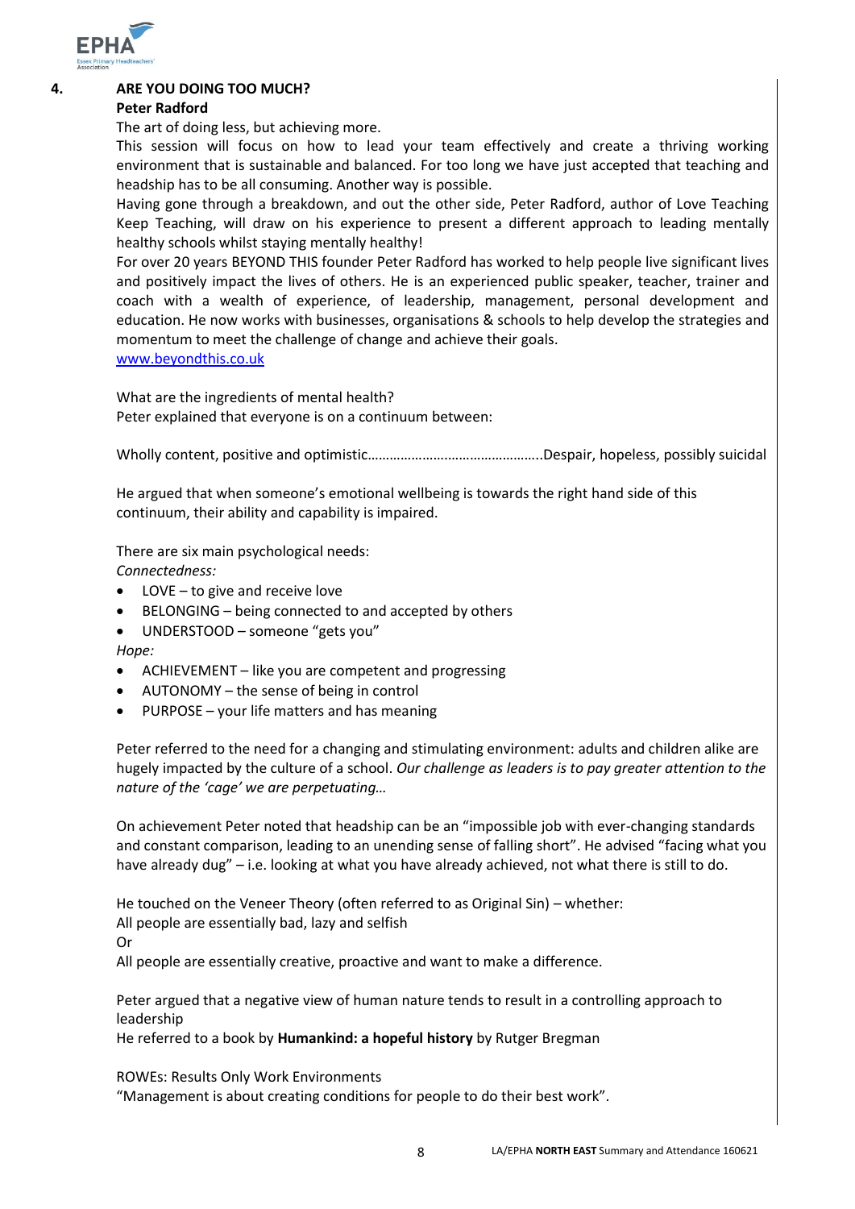**4. ARE YOU DOING TOO MUCH?**

**Peter Radford**

The art of doing less, but achieving more.

This session will focus on how to lead your team effectively and create a thriving working environment that is sustainable and balanced. For too long we have just accepted that teaching and headship has to be all consuming. Another way is possible.

Having gone through a breakdown, and out the other side, Peter Radford, author of Love Teaching Keep Teaching, will draw on his experience to present a different approach to leading mentally healthy schools whilst staying mentally healthy!

For over 20 years BEYOND THIS founder Peter Radford has worked to help people live significant lives and positively impact the lives of others. He is an experienced public speaker, teacher, trainer and coach with a wealth of experience, of leadership, management, personal development and education. He now works with businesses, organisations & schools to help develop the strategies and momentum to meet the challenge of change and achieve their goals.

[www.beyondthis.co.uk](http://www.beyondthis.co.uk)

What are the ingredients of mental health?

Peter explained that everyone is on a continuum between:

Wholly content, positive and optimistic…………………………………………..Despair, hopeless, possibly suicidal

He argued that when someone's emotional wellbeing is towards the right hand side of this continuum, their ability and capability is impaired.

There are six main psychological needs:

*Connectedness:*

- LOVE – to give and receive love
- BELONGING – being connected to and accepted by others
- UNDERSTOOD – someone "gets you"

*Hope:*

- ACHIEVEMENT – like you are competent and progressing
- AUTONOMY – the sense of being in control
- PURPOSE – your life matters and has meaning

Peter referred to the need for a changing and stimulating environment: adults and children alike are hugely impacted by the culture of a school. *Our challenge as leaders is to pay greater attention to the nature of the 'cage' we are perpetuating…*

On achievement Peter noted that headship can be an "impossible job with ever-changing standards and constant comparison, leading to an unending sense of falling short". He advised "facing what you have already dug" – i.e. looking at what you have already achieved, not what there is still to do.

He touched on the Veneer Theory (often referred to as Original Sin) – whether:

All people are essentially bad, lazy and selfish

Or

All people are essentially creative, proactive and want to make a difference.

Peter argued that a negative view of human nature tends to result in a controlling approach to leadership

He referred to a book by **Humankind: a hopeful history** by Rutger Bregman

ROWEs: Results Only Work Environments

"Management is about creating conditions for people to do their best work".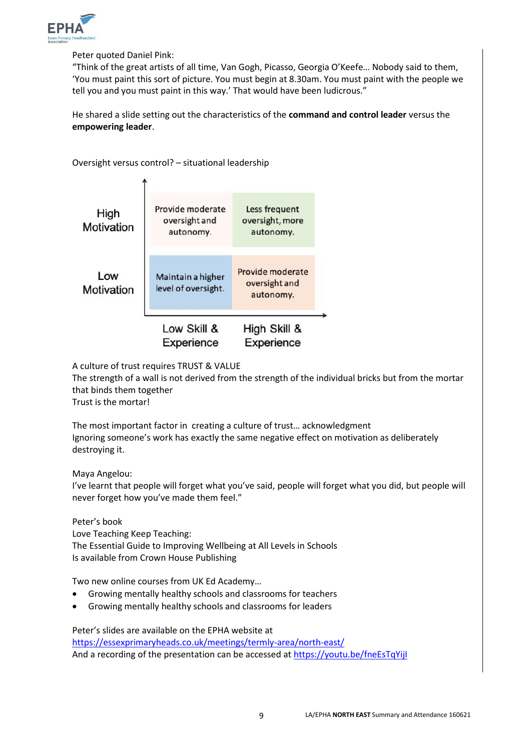Peter quoted Daniel Pink:
"Think of the great artists of all time, Van Gogh, Picasso, Georgia O'Keefe… Nobody said to them, 'You must paint this sort of picture. You must begin at 8.30am. You must paint with the people we tell you and you must paint in this way.' That would have been ludicrous."

He shared a slide setting out the characteristics of the **command and control leader** versus the **empowering leader**.

Oversight versus control? – situational leadership

| | Low Skill & Experience | High Skill & Experience |
|---|---|---|
| High Motivation | Provide moderate oversight and autonomy. | Less frequent oversight, more autonomy. |
| Low Motivation | Maintain a higher level of oversight. | Provide moderate oversight and autonomy. |

A culture of trust requires TRUST & VALUE
The strength of a wall is not derived from the strength of the individual bricks but from the mortar that binds them together
Trust is the mortar!

The most important factor in creating a culture of trust… acknowledgment
Ignoring someone's work has exactly the same negative effect on motivation as deliberately destroying it.

Maya Angelou:
I've learnt that people will forget what you've said, people will forget what you did, but people will never forget how you've made them feel."

Peter's book
Love Teaching Keep Teaching:
The Essential Guide to Improving Wellbeing at All Levels in Schools
Is available from Crown House Publishing

Two new online courses from UK Ed Academy…

- Growing mentally healthy schools and classrooms for teachers
- Growing mentally healthy schools and classrooms for leaders

Peter's slides are available on the EPHA website at
https://essexprimaryheads.co.uk/meetings/termly-area/north-east/
And a recording of the presentation can be accessed at https://youtu.be/fneEsTqYijI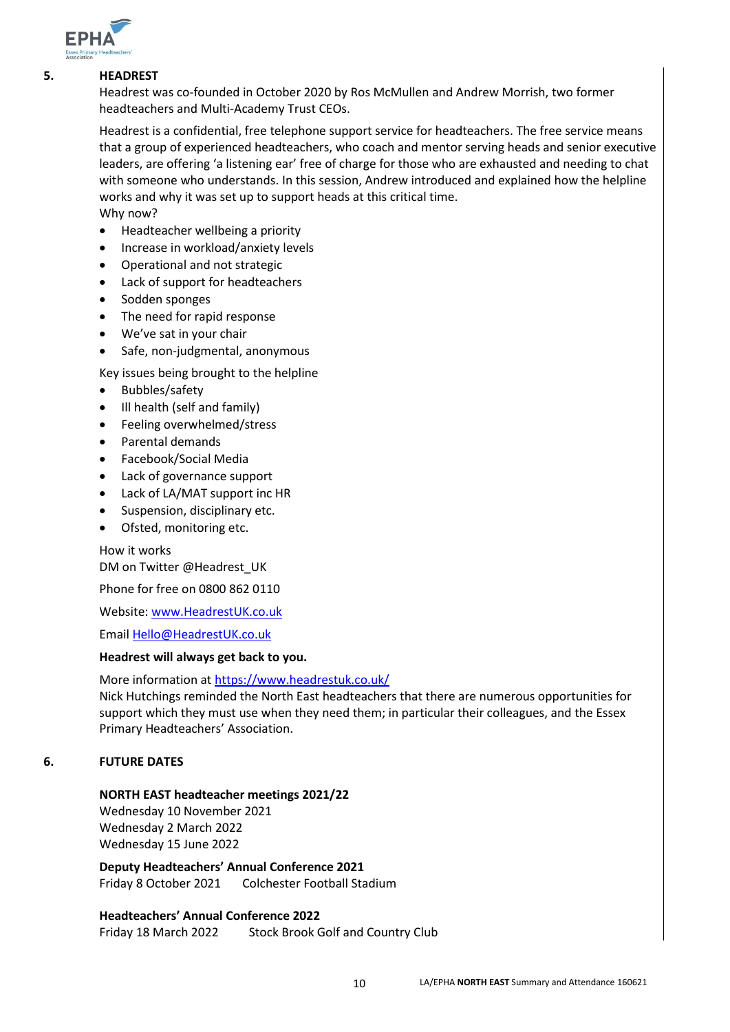## 5. HEADREST

Headrest was co-founded in October 2020 by Ros McMullen and Andrew Morrish, two former headteachers and Multi-Academy Trust CEOs.

Headrest is a confidential, free telephone support service for headteachers. The free service means that a group of experienced headteachers, who coach and mentor serving heads and senior executive leaders, are offering 'a listening ear' free of charge for those who are exhausted and needing to chat with someone who understands. In this session, Andrew introduced and explained how the helpline works and why it was set up to support heads at this critical time.

Why now?

- Headteacher wellbeing a priority
- Increase in workload/anxiety levels
- Operational and not strategic
- Lack of support for headteachers
- Sodden sponges
- The need for rapid response
- We've sat in your chair
- Safe, non-judgmental, anonymous

Key issues being brought to the helpline

- Bubbles/safety
- Ill health (self and family)
- Feeling overwhelmed/stress
- Parental demands
- Facebook/Social Media
- Lack of governance support
- Lack of LA/MAT support inc HR
- Suspension, disciplinary etc.
- Ofsted, monitoring etc.

How it works

DM on Twitter @Headrest_UK

Phone for free on 0800 862 0110

Website: [www.HeadrestUK.co.uk](http://www.HeadrestUK.co.uk)

Email [Hello@HeadrestUK.co.uk](mailto:Hello@HeadrestUK.co.uk)

**Headrest will always get back to you.**

More information at [https://www.headrestuk.co.uk/](https://www.headrestuk.co.uk/)

Nick Hutchings reminded the North East headteachers that there are numerous opportunities for support which they must use when they need them; in particular their colleagues, and the Essex Primary Headteachers' Association.

## 6. FUTURE DATES

**NORTH EAST headteacher meetings 2021/22**

Wednesday 10 November 2021
Wednesday 2 March 2022
Wednesday 15 June 2022

**Deputy Headteachers' Annual Conference 2021**

Friday 8 October 2021 Colchester Football Stadium

**Headteachers' Annual Conference 2022**

Friday 18 March 2022 Stock Brook Golf and Country Club